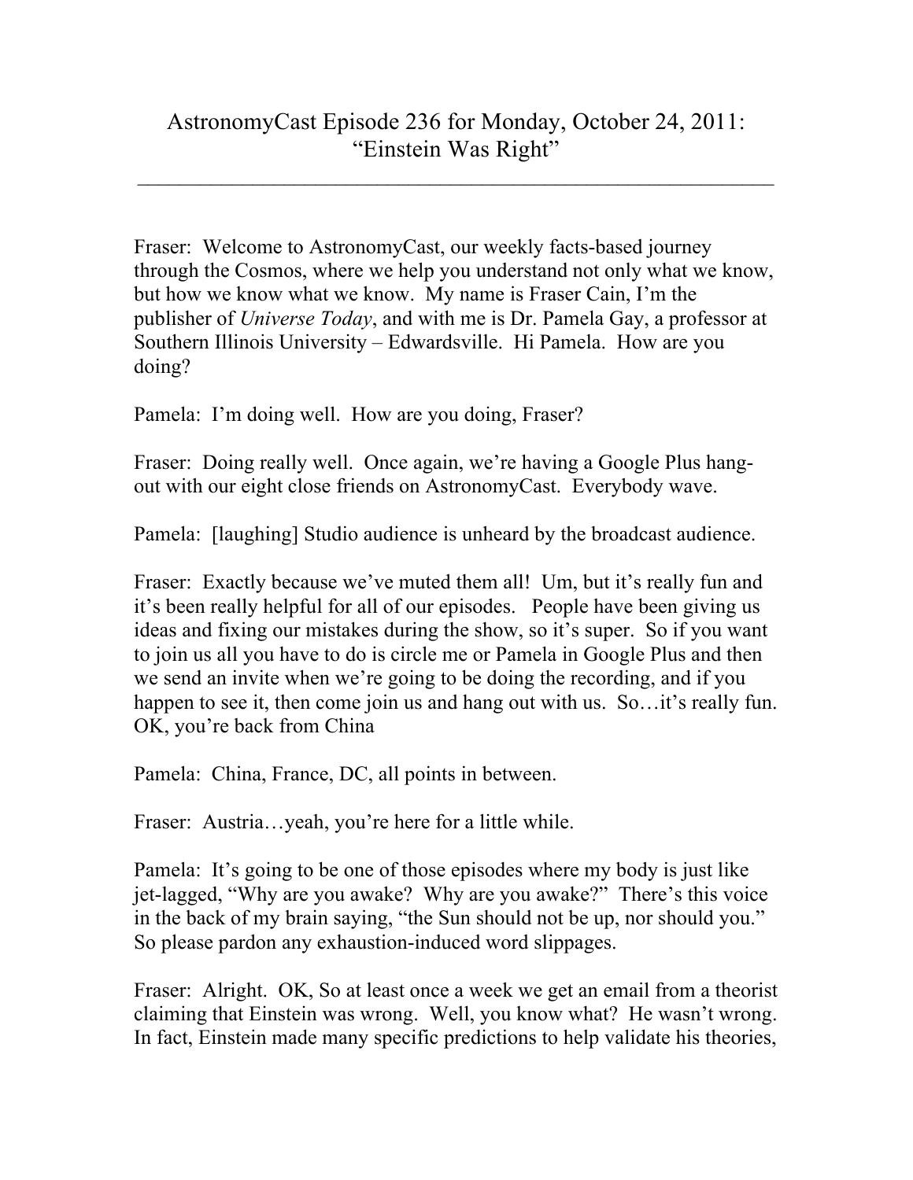# AstronomyCast Episode 236 for Monday, October 24, 2011: "Einstein Was Right"

---

Fraser: Welcome to AstronomyCast, our weekly facts-based journey through the Cosmos, where we help you understand not only what we know, but how we know what we know. My name is Fraser Cain, I'm the publisher of *Universe Today*, and with me is Dr. Pamela Gay, a professor at Southern Illinois University – Edwardsville. Hi Pamela. How are you doing?

Pamela: I'm doing well. How are you doing, Fraser?

Fraser: Doing really well. Once again, we're having a Google Plus hang-out with our eight close friends on AstronomyCast. Everybody wave.

Pamela: [laughing] Studio audience is unheard by the broadcast audience.

Fraser: Exactly because we've muted them all! Um, but it's really fun and it's been really helpful for all of our episodes. People have been giving us ideas and fixing our mistakes during the show, so it's super. So if you want to join us all you have to do is circle me or Pamela in Google Plus and then we send an invite when we're going to be doing the recording, and if you happen to see it, then come join us and hang out with us. So…it's really fun. OK, you're back from China

Pamela: China, France, DC, all points in between.

Fraser: Austria…yeah, you're here for a little while.

Pamela: It's going to be one of those episodes where my body is just like jet-lagged, "Why are you awake? Why are you awake?" There's this voice in the back of my brain saying, "the Sun should not be up, nor should you." So please pardon any exhaustion-induced word slippages.

Fraser: Alright. OK, So at least once a week we get an email from a theorist claiming that Einstein was wrong. Well, you know what? He wasn't wrong. In fact, Einstein made many specific predictions to help validate his theories,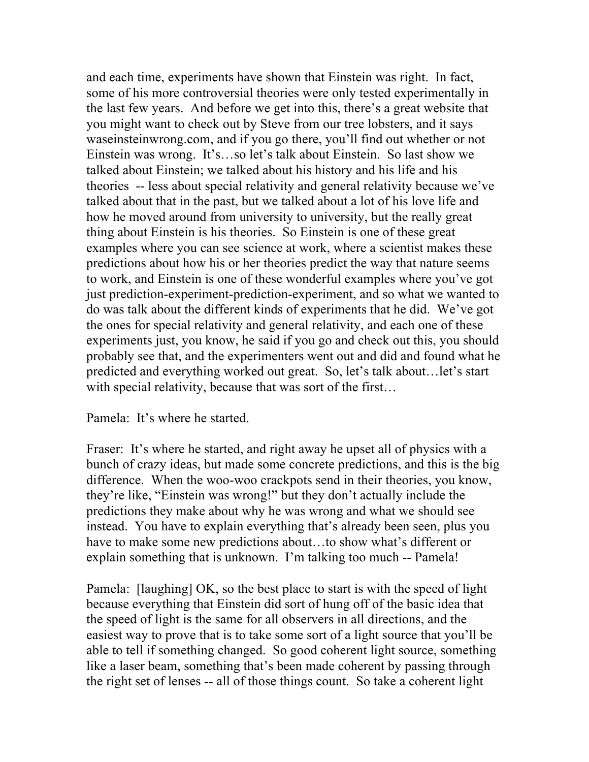and each time, experiments have shown that Einstein was right. In fact, some of his more controversial theories were only tested experimentally in the last few years. And before we get into this, there's a great website that you might want to check out by Steve from our tree lobsters, and it says waseinsteinwrong.com, and if you go there, you'll find out whether or not Einstein was wrong. It's…so let's talk about Einstein. So last show we talked about Einstein; we talked about his history and his life and his theories -- less about special relativity and general relativity because we've talked about that in the past, but we talked about a lot of his love life and how he moved around from university to university, but the really great thing about Einstein is his theories. So Einstein is one of these great examples where you can see science at work, where a scientist makes these predictions about how his or her theories predict the way that nature seems to work, and Einstein is one of these wonderful examples where you've got just prediction-experiment-prediction-experiment, and so what we wanted to do was talk about the different kinds of experiments that he did. We've got the ones for special relativity and general relativity, and each one of these experiments just, you know, he said if you go and check out this, you should probably see that, and the experimenters went out and did and found what he predicted and everything worked out great. So, let's talk about…let's start with special relativity, because that was sort of the first…

Pamela: It's where he started.

Fraser: It's where he started, and right away he upset all of physics with a bunch of crazy ideas, but made some concrete predictions, and this is the big difference. When the woo-woo crackpots send in their theories, you know, they're like, "Einstein was wrong!" but they don't actually include the predictions they make about why he was wrong and what we should see instead. You have to explain everything that's already been seen, plus you have to make some new predictions about…to show what's different or explain something that is unknown. I'm talking too much -- Pamela!

Pamela: [laughing] OK, so the best place to start is with the speed of light because everything that Einstein did sort of hung off of the basic idea that the speed of light is the same for all observers in all directions, and the easiest way to prove that is to take some sort of a light source that you'll be able to tell if something changed. So good coherent light source, something like a laser beam, something that's been made coherent by passing through the right set of lenses -- all of those things count. So take a coherent light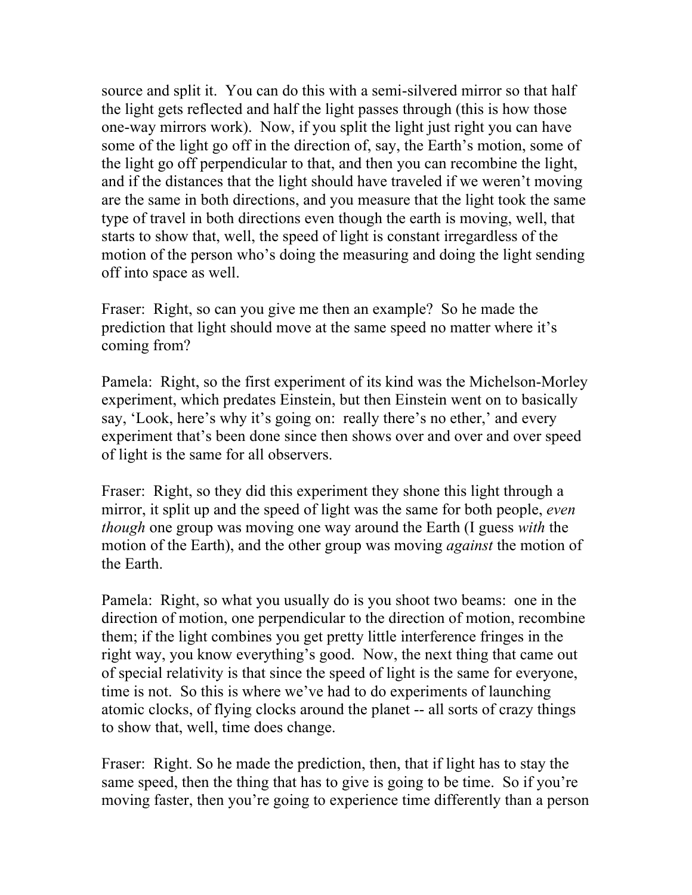source and split it. You can do this with a semi-silvered mirror so that half the light gets reflected and half the light passes through (this is how those one-way mirrors work). Now, if you split the light just right you can have some of the light go off in the direction of, say, the Earth's motion, some of the light go off perpendicular to that, and then you can recombine the light, and if the distances that the light should have traveled if we weren't moving are the same in both directions, and you measure that the light took the same type of travel in both directions even though the earth is moving, well, that starts to show that, well, the speed of light is constant irregardless of the motion of the person who's doing the measuring and doing the light sending off into space as well.

Fraser: Right, so can you give me then an example? So he made the prediction that light should move at the same speed no matter where it's coming from?

Pamela: Right, so the first experiment of its kind was the Michelson-Morley experiment, which predates Einstein, but then Einstein went on to basically say, 'Look, here's why it's going on: really there's no ether,' and every experiment that's been done since then shows over and over and over speed of light is the same for all observers.

Fraser: Right, so they did this experiment they shone this light through a mirror, it split up and the speed of light was the same for both people, *even though* one group was moving one way around the Earth (I guess *with* the motion of the Earth), and the other group was moving *against* the motion of the Earth.

Pamela: Right, so what you usually do is you shoot two beams: one in the direction of motion, one perpendicular to the direction of motion, recombine them; if the light combines you get pretty little interference fringes in the right way, you know everything's good. Now, the next thing that came out of special relativity is that since the speed of light is the same for everyone, time is not. So this is where we've had to do experiments of launching atomic clocks, of flying clocks around the planet -- all sorts of crazy things to show that, well, time does change.

Fraser: Right. So he made the prediction, then, that if light has to stay the same speed, then the thing that has to give is going to be time. So if you're moving faster, then you're going to experience time differently than a person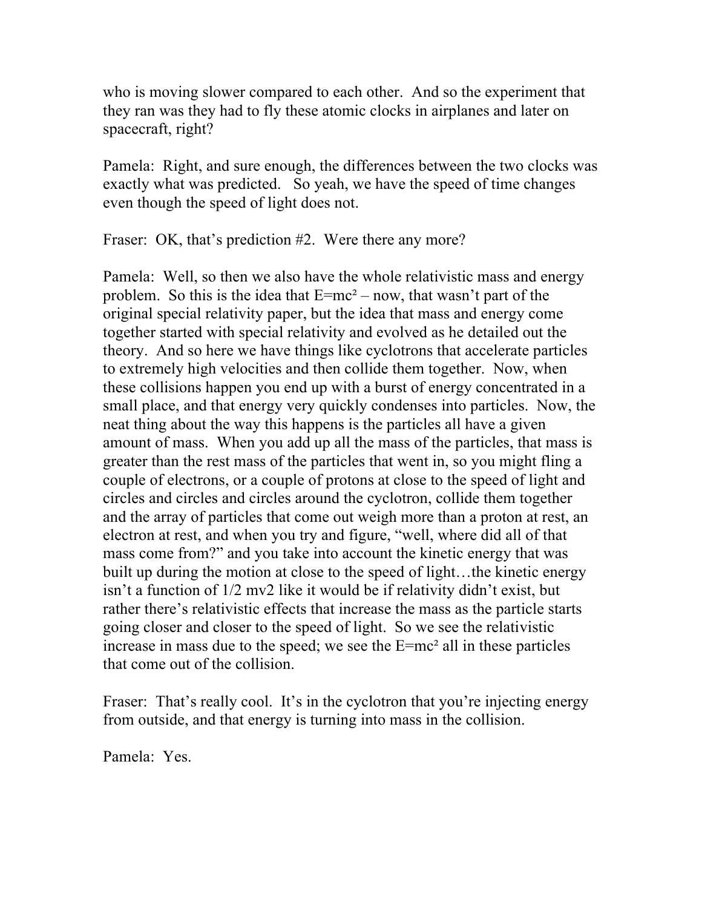who is moving slower compared to each other. And so the experiment that they ran was they had to fly these atomic clocks in airplanes and later on spacecraft, right?

Pamela: Right, and sure enough, the differences between the two clocks was exactly what was predicted. So yeah, we have the speed of time changes even though the speed of light does not.

Fraser: OK, that's prediction #2. Were there any more?

Pamela: Well, so then we also have the whole relativistic mass and energy problem. So this is the idea that $E=mc^2$ – now, that wasn't part of the original special relativity paper, but the idea that mass and energy come together started with special relativity and evolved as he detailed out the theory. And so here we have things like cyclotrons that accelerate particles to extremely high velocities and then collide them together. Now, when these collisions happen you end up with a burst of energy concentrated in a small place, and that energy very quickly condenses into particles. Now, the neat thing about the way this happens is the particles all have a given amount of mass. When you add up all the mass of the particles, that mass is greater than the rest mass of the particles that went in, so you might fling a couple of electrons, or a couple of protons at close to the speed of light and circles and circles and circles around the cyclotron, collide them together and the array of particles that come out weigh more than a proton at rest, an electron at rest, and when you try and figure, "well, where did all of that mass come from?" and you take into account the kinetic energy that was built up during the motion at close to the speed of light…the kinetic energy isn't a function of 1/2 mv2 like it would be if relativity didn't exist, but rather there's relativistic effects that increase the mass as the particle starts going closer and closer to the speed of light. So we see the relativistic increase in mass due to the speed; we see the $E=mc^2$ all in these particles that come out of the collision.

Fraser: That's really cool. It's in the cyclotron that you're injecting energy from outside, and that energy is turning into mass in the collision.

Pamela: Yes.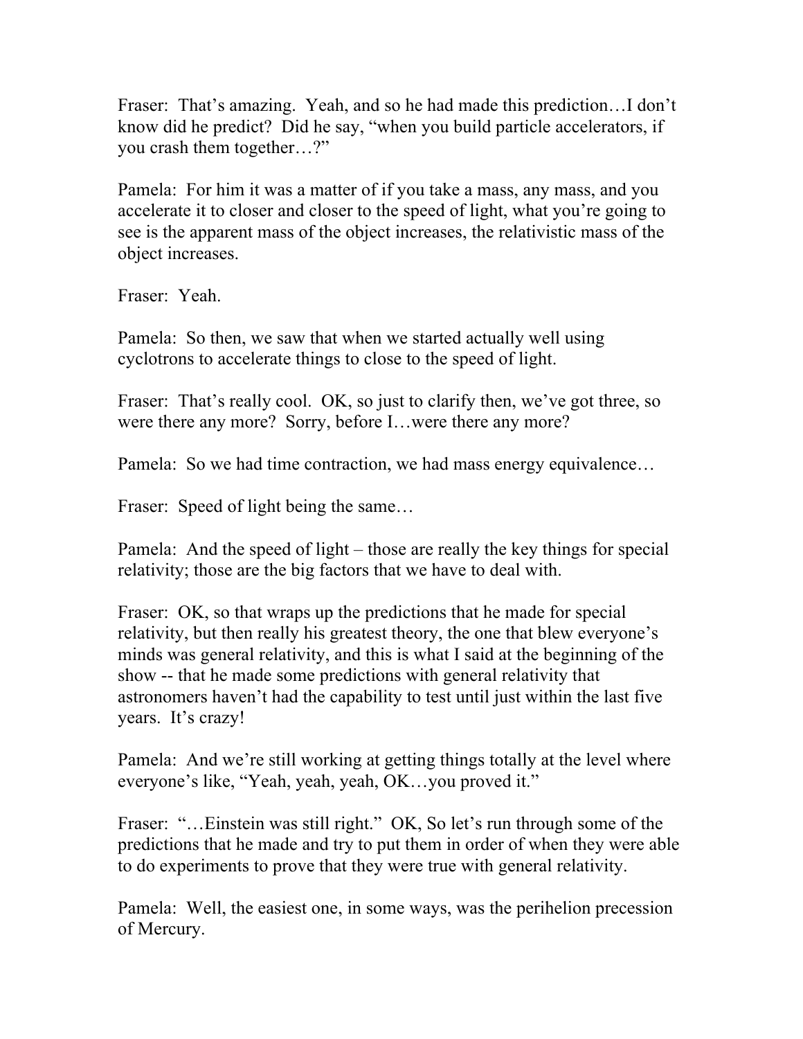Fraser: That's amazing. Yeah, and so he had made this prediction…I don't know did he predict? Did he say, "when you build particle accelerators, if you crash them together…?"

Pamela: For him it was a matter of if you take a mass, any mass, and you accelerate it to closer and closer to the speed of light, what you're going to see is the apparent mass of the object increases, the relativistic mass of the object increases.

Fraser: Yeah.

Pamela: So then, we saw that when we started actually well using cyclotrons to accelerate things to close to the speed of light.

Fraser: That's really cool. OK, so just to clarify then, we've got three, so were there any more? Sorry, before I…were there any more?

Pamela: So we had time contraction, we had mass energy equivalence…

Fraser: Speed of light being the same…

Pamela: And the speed of light – those are really the key things for special relativity; those are the big factors that we have to deal with.

Fraser: OK, so that wraps up the predictions that he made for special relativity, but then really his greatest theory, the one that blew everyone's minds was general relativity, and this is what I said at the beginning of the show -- that he made some predictions with general relativity that astronomers haven't had the capability to test until just within the last five years. It's crazy!

Pamela: And we're still working at getting things totally at the level where everyone's like, "Yeah, yeah, yeah, OK…you proved it."

Fraser: "…Einstein was still right." OK, So let's run through some of the predictions that he made and try to put them in order of when they were able to do experiments to prove that they were true with general relativity.

Pamela: Well, the easiest one, in some ways, was the perihelion precession of Mercury.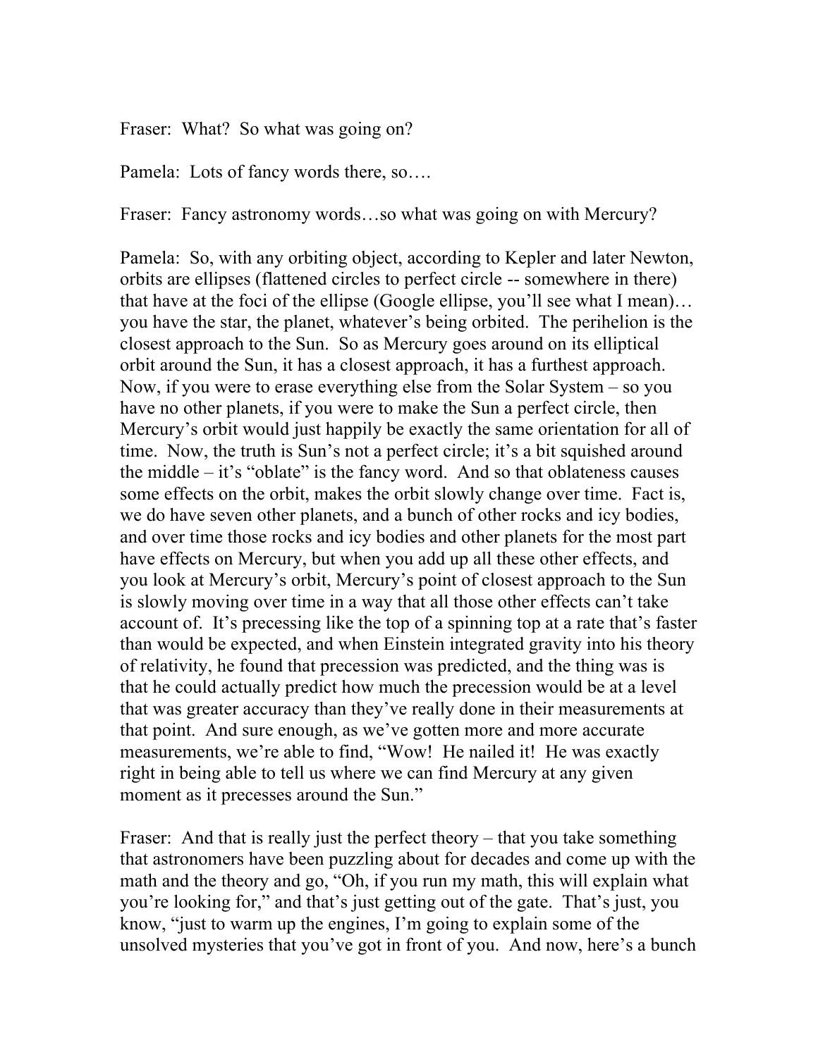Fraser:  What?  So what was going on?

Pamela:  Lots of fancy words there, so….

Fraser:  Fancy astronomy words…so what was going on with Mercury?

Pamela:  So, with any orbiting object, according to Kepler and later Newton, orbits are ellipses (flattened circles to perfect circle -- somewhere in there) that have at the foci of the ellipse (Google ellipse, you'll see what I mean)…you have the star, the planet, whatever's being orbited.  The perihelion is the closest approach to the Sun.  So as Mercury goes around on its elliptical orbit around the Sun, it has a closest approach, it has a furthest approach.  Now, if you were to erase everything else from the Solar System – so you have no other planets, if you were to make the Sun a perfect circle, then Mercury's orbit would just happily be exactly the same orientation for all of time.  Now, the truth is Sun's not a perfect circle; it's a bit squished around the middle – it's "oblate" is the fancy word.  And so that oblateness causes some effects on the orbit, makes the orbit slowly change over time.  Fact is, we do have seven other planets, and a bunch of other rocks and icy bodies, and over time those rocks and icy bodies and other planets for the most part have effects on Mercury, but when you add up all these other effects, and you look at Mercury's orbit, Mercury's point of closest approach to the Sun is slowly moving over time in a way that all those other effects can't take account of.  It's precessing like the top of a spinning top at a rate that's faster than would be expected, and when Einstein integrated gravity into his theory of relativity, he found that precession was predicted, and the thing was is that he could actually predict how much the precession would be at a level that was greater accuracy than they've really done in their measurements at that point.  And sure enough, as we've gotten more and more accurate measurements, we're able to find, "Wow!  He nailed it!  He was exactly right in being able to tell us where we can find Mercury at any given moment as it precesses around the Sun."

Fraser:  And that is really just the perfect theory – that you take something that astronomers have been puzzling about for decades and come up with the math and the theory and go, "Oh, if you run my math, this will explain what you're looking for," and that's just getting out of the gate.  That's just, you know, "just to warm up the engines, I'm going to explain some of the unsolved mysteries that you've got in front of you.  And now, here's a bunch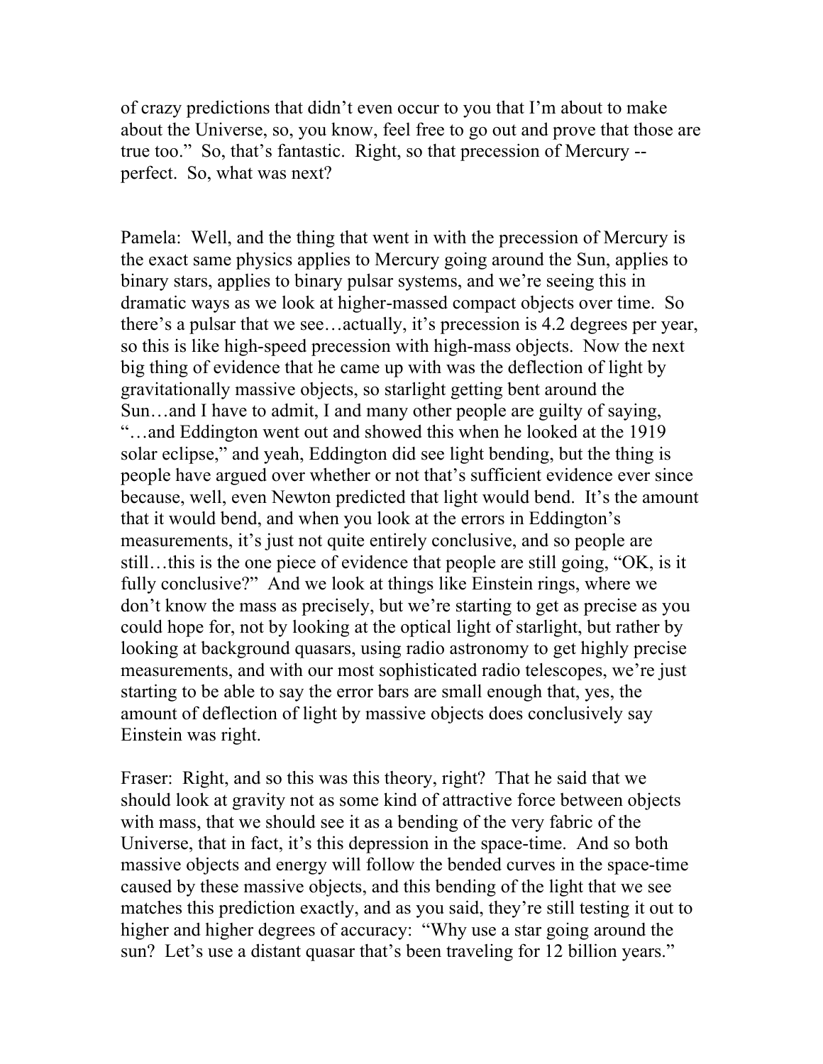of crazy predictions that didn't even occur to you that I'm about to make about the Universe, so, you know, feel free to go out and prove that those are true too." So, that's fantastic. Right, so that precession of Mercury -- perfect. So, what was next?

Pamela: Well, and the thing that went in with the precession of Mercury is the exact same physics applies to Mercury going around the Sun, applies to binary stars, applies to binary pulsar systems, and we're seeing this in dramatic ways as we look at higher-massed compact objects over time. So there's a pulsar that we see…actually, it's precession is 4.2 degrees per year, so this is like high-speed precession with high-mass objects. Now the next big thing of evidence that he came up with was the deflection of light by gravitationally massive objects, so starlight getting bent around the Sun…and I have to admit, I and many other people are guilty of saying, "…and Eddington went out and showed this when he looked at the 1919 solar eclipse," and yeah, Eddington did see light bending, but the thing is people have argued over whether or not that's sufficient evidence ever since because, well, even Newton predicted that light would bend. It's the amount that it would bend, and when you look at the errors in Eddington's measurements, it's just not quite entirely conclusive, and so people are still…this is the one piece of evidence that people are still going, "OK, is it fully conclusive?" And we look at things like Einstein rings, where we don't know the mass as precisely, but we're starting to get as precise as you could hope for, not by looking at the optical light of starlight, but rather by looking at background quasars, using radio astronomy to get highly precise measurements, and with our most sophisticated radio telescopes, we're just starting to be able to say the error bars are small enough that, yes, the amount of deflection of light by massive objects does conclusively say Einstein was right.

Fraser: Right, and so this was this theory, right? That he said that we should look at gravity not as some kind of attractive force between objects with mass, that we should see it as a bending of the very fabric of the Universe, that in fact, it's this depression in the space-time. And so both massive objects and energy will follow the bended curves in the space-time caused by these massive objects, and this bending of the light that we see matches this prediction exactly, and as you said, they're still testing it out to higher and higher degrees of accuracy: "Why use a star going around the sun? Let's use a distant quasar that's been traveling for 12 billion years."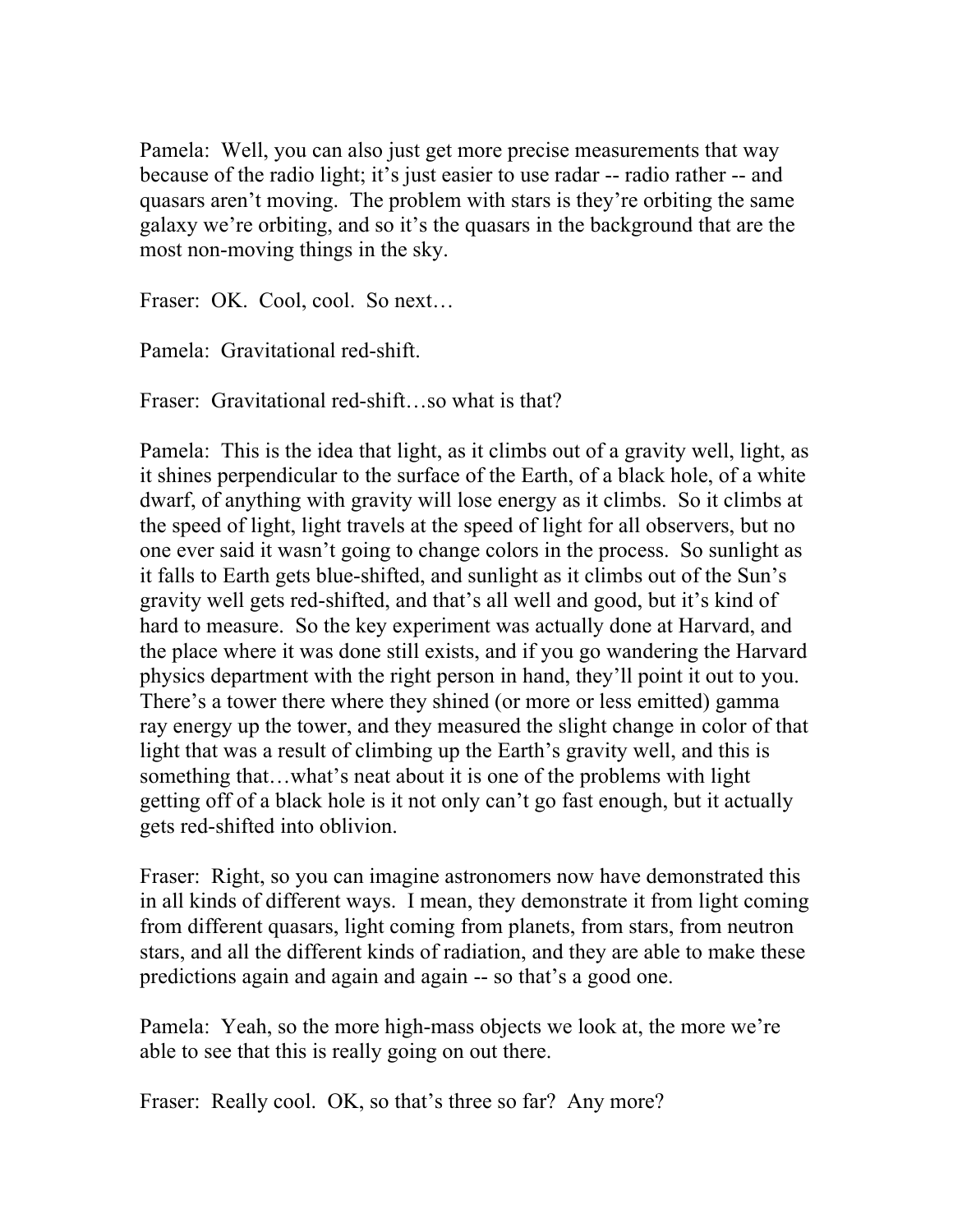Pamela: Well, you can also just get more precise measurements that way because of the radio light; it's just easier to use radar -- radio rather -- and quasars aren't moving. The problem with stars is they're orbiting the same galaxy we're orbiting, and so it's the quasars in the background that are the most non-moving things in the sky.

Fraser: OK. Cool, cool. So next…

Pamela: Gravitational red-shift.

Fraser: Gravitational red-shift…so what is that?

Pamela: This is the idea that light, as it climbs out of a gravity well, light, as it shines perpendicular to the surface of the Earth, of a black hole, of a white dwarf, of anything with gravity will lose energy as it climbs. So it climbs at the speed of light, light travels at the speed of light for all observers, but no one ever said it wasn't going to change colors in the process. So sunlight as it falls to Earth gets blue-shifted, and sunlight as it climbs out of the Sun's gravity well gets red-shifted, and that's all well and good, but it's kind of hard to measure. So the key experiment was actually done at Harvard, and the place where it was done still exists, and if you go wandering the Harvard physics department with the right person in hand, they'll point it out to you. There's a tower there where they shined (or more or less emitted) gamma ray energy up the tower, and they measured the slight change in color of that light that was a result of climbing up the Earth's gravity well, and this is something that…what's neat about it is one of the problems with light getting off of a black hole is it not only can't go fast enough, but it actually gets red-shifted into oblivion.

Fraser: Right, so you can imagine astronomers now have demonstrated this in all kinds of different ways. I mean, they demonstrate it from light coming from different quasars, light coming from planets, from stars, from neutron stars, and all the different kinds of radiation, and they are able to make these predictions again and again and again -- so that's a good one.

Pamela: Yeah, so the more high-mass objects we look at, the more we're able to see that this is really going on out there.

Fraser: Really cool. OK, so that's three so far? Any more?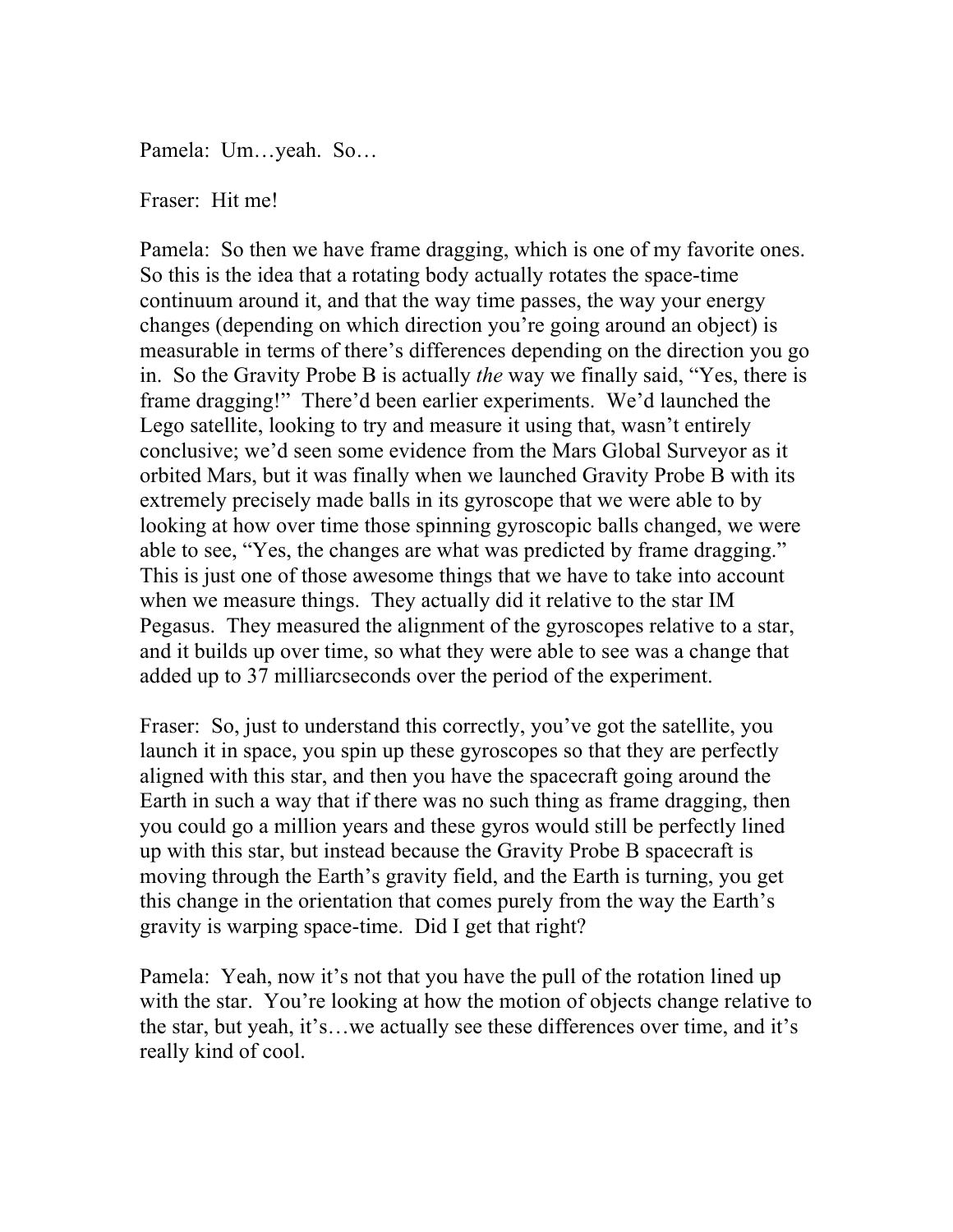Pamela: Um…yeah. So…

Fraser: Hit me!

Pamela: So then we have frame dragging, which is one of my favorite ones. So this is the idea that a rotating body actually rotates the space-time continuum around it, and that the way time passes, the way your energy changes (depending on which direction you're going around an object) is measurable in terms of there's differences depending on the direction you go in. So the Gravity Probe B is actually *the* way we finally said, "Yes, there is frame dragging!" There'd been earlier experiments. We'd launched the Lego satellite, looking to try and measure it using that, wasn't entirely conclusive; we'd seen some evidence from the Mars Global Surveyor as it orbited Mars, but it was finally when we launched Gravity Probe B with its extremely precisely made balls in its gyroscope that we were able to by looking at how over time those spinning gyroscopic balls changed, we were able to see, "Yes, the changes are what was predicted by frame dragging." This is just one of those awesome things that we have to take into account when we measure things. They actually did it relative to the star IM Pegasus. They measured the alignment of the gyroscopes relative to a star, and it builds up over time, so what they were able to see was a change that added up to 37 milliarcseconds over the period of the experiment.

Fraser: So, just to understand this correctly, you've got the satellite, you launch it in space, you spin up these gyroscopes so that they are perfectly aligned with this star, and then you have the spacecraft going around the Earth in such a way that if there was no such thing as frame dragging, then you could go a million years and these gyros would still be perfectly lined up with this star, but instead because the Gravity Probe B spacecraft is moving through the Earth's gravity field, and the Earth is turning, you get this change in the orientation that comes purely from the way the Earth's gravity is warping space-time. Did I get that right?

Pamela: Yeah, now it's not that you have the pull of the rotation lined up with the star. You're looking at how the motion of objects change relative to the star, but yeah, it's…we actually see these differences over time, and it's really kind of cool.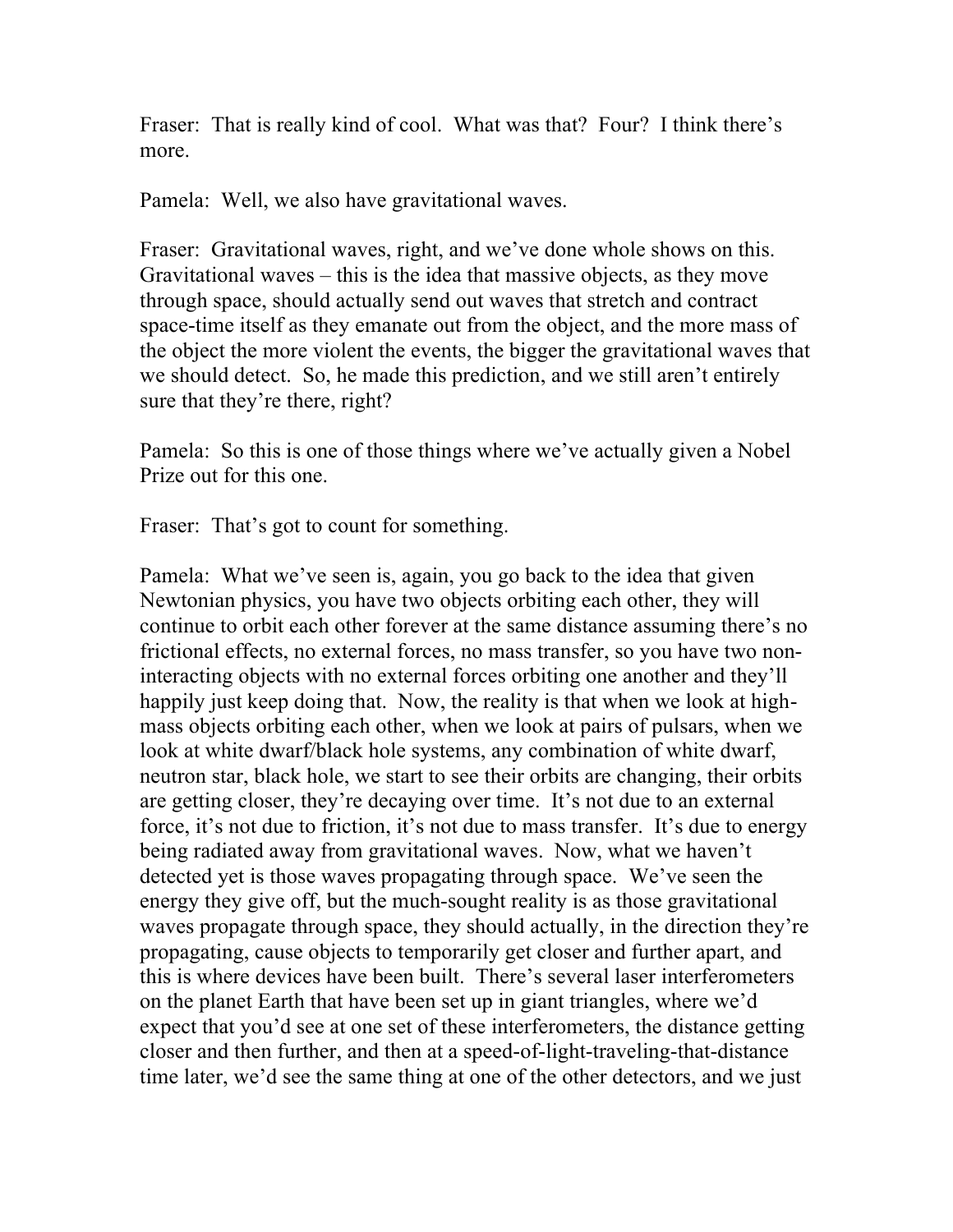Fraser: That is really kind of cool. What was that? Four? I think there's more.

Pamela: Well, we also have gravitational waves.

Fraser: Gravitational waves, right, and we've done whole shows on this. Gravitational waves – this is the idea that massive objects, as they move through space, should actually send out waves that stretch and contract space-time itself as they emanate out from the object, and the more mass of the object the more violent the events, the bigger the gravitational waves that we should detect. So, he made this prediction, and we still aren't entirely sure that they're there, right?

Pamela: So this is one of those things where we've actually given a Nobel Prize out for this one.

Fraser: That's got to count for something.

Pamela: What we've seen is, again, you go back to the idea that given Newtonian physics, you have two objects orbiting each other, they will continue to orbit each other forever at the same distance assuming there's no frictional effects, no external forces, no mass transfer, so you have two non-interacting objects with no external forces orbiting one another and they'll happily just keep doing that. Now, the reality is that when we look at high-mass objects orbiting each other, when we look at pairs of pulsars, when we look at white dwarf/black hole systems, any combination of white dwarf, neutron star, black hole, we start to see their orbits are changing, their orbits are getting closer, they're decaying over time. It's not due to an external force, it's not due to friction, it's not due to mass transfer. It's due to energy being radiated away from gravitational waves. Now, what we haven't detected yet is those waves propagating through space. We've seen the energy they give off, but the much-sought reality is as those gravitational waves propagate through space, they should actually, in the direction they're propagating, cause objects to temporarily get closer and further apart, and this is where devices have been built. There's several laser interferometers on the planet Earth that have been set up in giant triangles, where we'd expect that you'd see at one set of these interferometers, the distance getting closer and then further, and then at a speed-of-light-traveling-that-distance time later, we'd see the same thing at one of the other detectors, and we just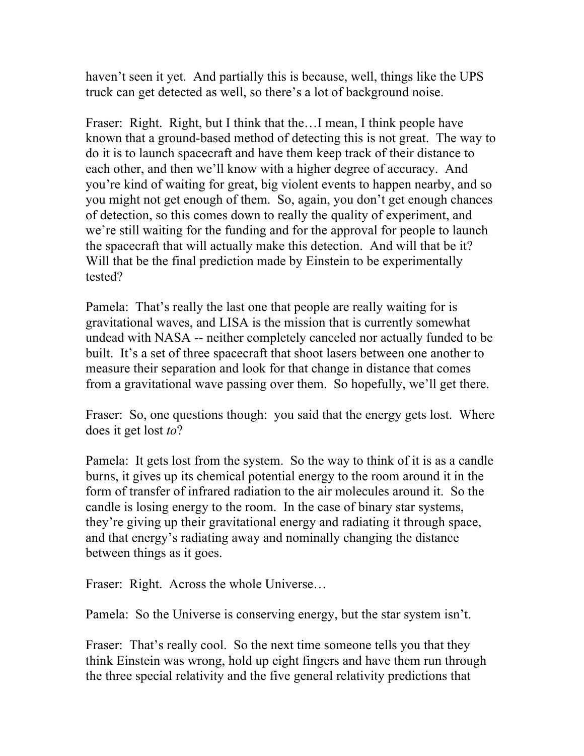haven't seen it yet. And partially this is because, well, things like the UPS truck can get detected as well, so there's a lot of background noise.

Fraser: Right. Right, but I think that the…I mean, I think people have known that a ground-based method of detecting this is not great. The way to do it is to launch spacecraft and have them keep track of their distance to each other, and then we'll know with a higher degree of accuracy. And you're kind of waiting for great, big violent events to happen nearby, and so you might not get enough of them. So, again, you don't get enough chances of detection, so this comes down to really the quality of experiment, and we're still waiting for the funding and for the approval for people to launch the spacecraft that will actually make this detection. And will that be it? Will that be the final prediction made by Einstein to be experimentally tested?

Pamela: That's really the last one that people are really waiting for is gravitational waves, and LISA is the mission that is currently somewhat undead with NASA -- neither completely canceled nor actually funded to be built. It's a set of three spacecraft that shoot lasers between one another to measure their separation and look for that change in distance that comes from a gravitational wave passing over them. So hopefully, we'll get there.

Fraser: So, one questions though: you said that the energy gets lost. Where does it get lost *to*?

Pamela: It gets lost from the system. So the way to think of it is as a candle burns, it gives up its chemical potential energy to the room around it in the form of transfer of infrared radiation to the air molecules around it. So the candle is losing energy to the room. In the case of binary star systems, they're giving up their gravitational energy and radiating it through space, and that energy's radiating away and nominally changing the distance between things as it goes.

Fraser: Right. Across the whole Universe…

Pamela: So the Universe is conserving energy, but the star system isn't.

Fraser: That's really cool. So the next time someone tells you that they think Einstein was wrong, hold up eight fingers and have them run through the three special relativity and the five general relativity predictions that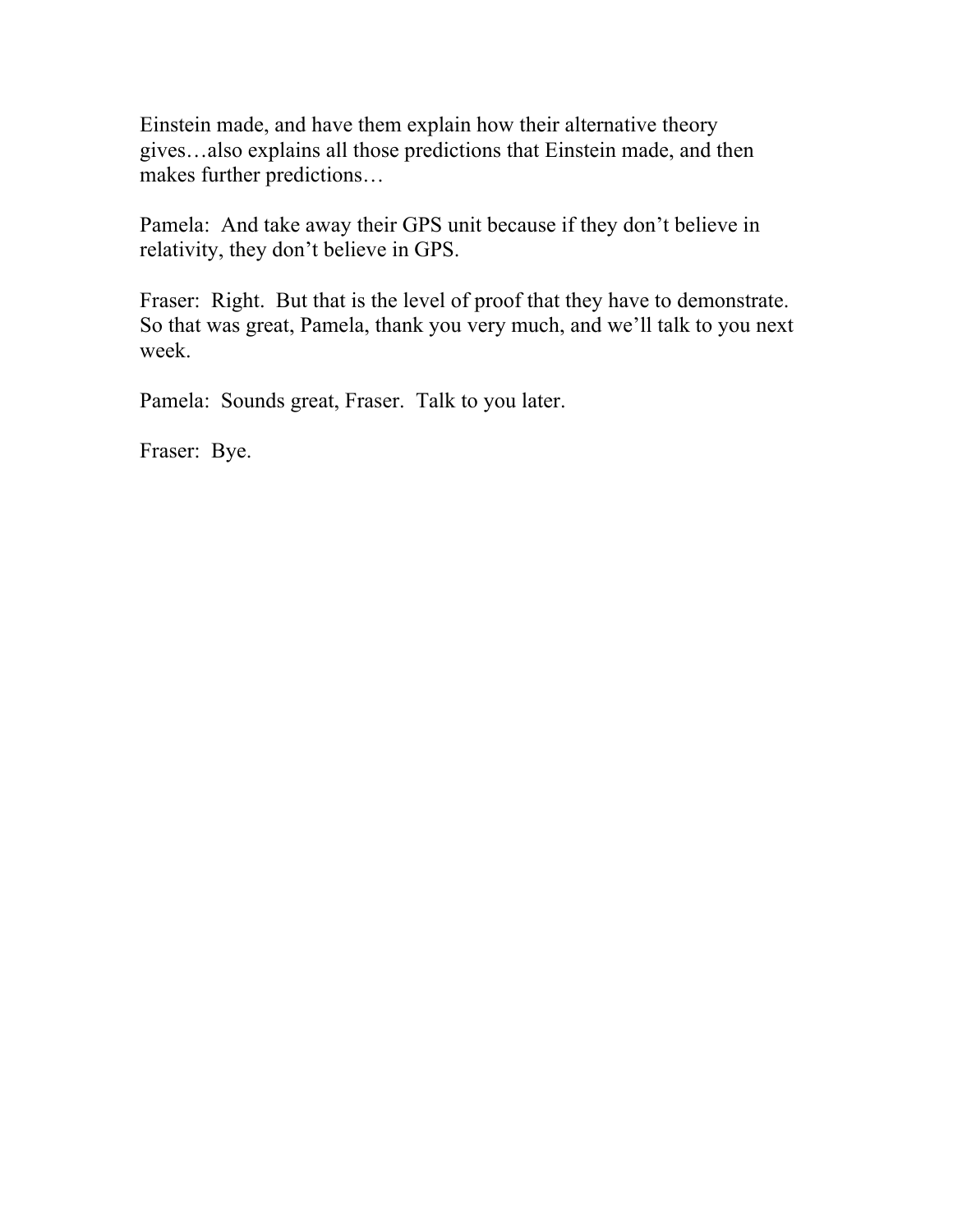Einstein made, and have them explain how their alternative theory gives…also explains all those predictions that Einstein made, and then makes further predictions…

Pamela: And take away their GPS unit because if they don't believe in relativity, they don't believe in GPS.

Fraser: Right. But that is the level of proof that they have to demonstrate. So that was great, Pamela, thank you very much, and we'll talk to you next week.

Pamela: Sounds great, Fraser. Talk to you later.

Fraser: Bye.